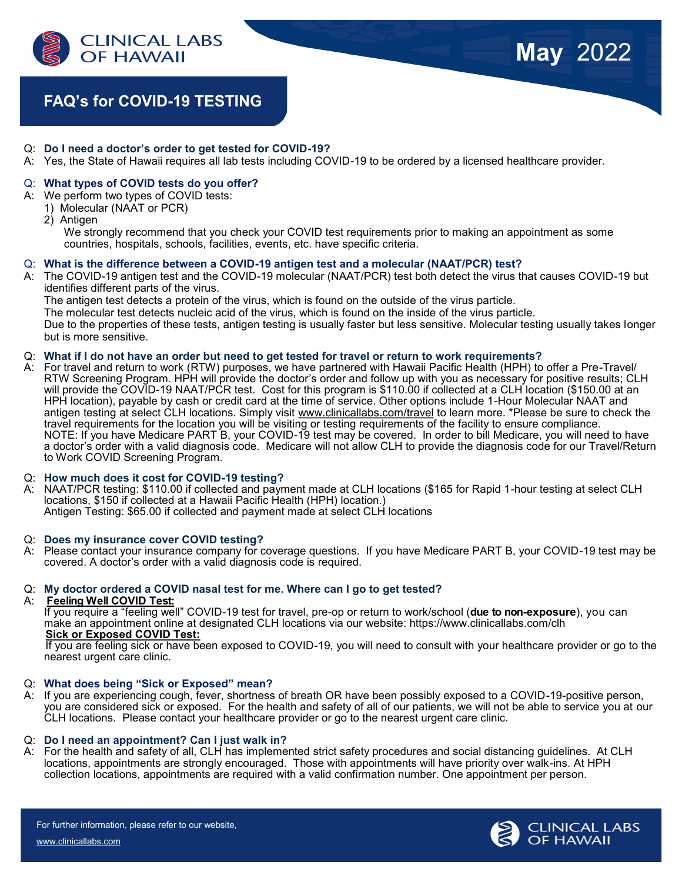# FAQ's for COVID-19 TESTING

**May 2022**

Q: **Do I need a doctor's order to get tested for COVID-19?**
A: Yes, the State of Hawaii requires all lab tests including COVID-19 to be ordered by a licensed healthcare provider.

Q: **What types of COVID tests do you offer?**
A: We perform two types of COVID tests:

1) Molecular (NAAT or PCR)
2) Antigen

We strongly recommend that you check your COVID test requirements prior to making an appointment as some countries, hospitals, schools, facilities, events, etc. have specific criteria.

Q: **What is the difference between a COVID-19 antigen test and a molecular (NAAT/PCR) test?**
A: The COVID-19 antigen test and the COVID-19 molecular (NAAT/PCR) test both detect the virus that causes COVID-19 but identifies different parts of the virus.
The antigen test detects a protein of the virus, which is found on the outside of the virus particle.
The molecular test detects nucleic acid of the virus, which is found on the inside of the virus particle.
Due to the properties of these tests, antigen testing is usually faster but less sensitive. Molecular testing usually takes longer but is more sensitive.

Q: **What if I do not have an order but need to get tested for travel or return to work requirements?**
A: For travel and return to work (RTW) purposes, we have partnered with Hawaii Pacific Health (HPH) to offer a Pre-Travel/ RTW Screening Program. HPH will provide the doctor's order and follow up with you as necessary for positive results; CLH will provide the COVID-19 NAAT/PCR test. Cost for this program is $110.00 if collected at a CLH location ($150.00 at an HPH location), payable by cash or credit card at the time of service. Other options include 1-Hour Molecular NAAT and antigen testing at select CLH locations. Simply visit www.clinicallabs.com/travel to learn more. *Please be sure to check the travel requirements for the location you will be visiting or testing requirements of the facility to ensure compliance.
NOTE: If you have Medicare PART B, your COVID-19 test may be covered. In order to bill Medicare, you will need to have a doctor's order with a valid diagnosis code. Medicare will not allow CLH to provide the diagnosis code for our Travel/Return to Work COVID Screening Program.

Q: **How much does it cost for COVID-19 testing?**
A: NAAT/PCR testing: $110.00 if collected and payment made at CLH locations ($165 for Rapid 1-hour testing at select CLH locations, $150 if collected at a Hawaii Pacific Health (HPH) location.)
Antigen Testing: $65.00 if collected and payment made at select CLH locations

Q: **Does my insurance cover COVID testing?**
A: Please contact your insurance company for coverage questions. If you have Medicare PART B, your COVID-19 test may be covered. A doctor's order with a valid diagnosis code is required.

Q: **My doctor ordered a COVID nasal test for me. Where can I go to get tested?**
A: **Feeling Well COVID Test:**
If you require a "feeling well" COVID-19 test for travel, pre-op or return to work/school (**due to non-exposure**), you can make an appointment online at designated CLH locations via our website: https://www.clinicallabs.com/clh
**Sick or Exposed COVID Test:**
If you are feeling sick or have been exposed to COVID-19, you will need to consult with your healthcare provider or go to the nearest urgent care clinic.

Q: **What does being "Sick or Exposed" mean?**
A: If you are experiencing cough, fever, shortness of breath OR have been possibly exposed to a COVID-19-positive person, you are considered sick or exposed. For the health and safety of all of our patients, we will not be able to service you at our CLH locations. Please contact your healthcare provider or go to the nearest urgent care clinic.

Q: **Do I need an appointment? Can I just walk in?**
A: For the health and safety of all, CLH has implemented strict safety procedures and social distancing guidelines. At CLH locations, appointments are strongly encouraged. Those with appointments will have priority over walk-ins. At HPH collection locations, appointments are required with a valid confirmation number. One appointment per person.

For further information, please refer to our website,
www.clinicallabs.com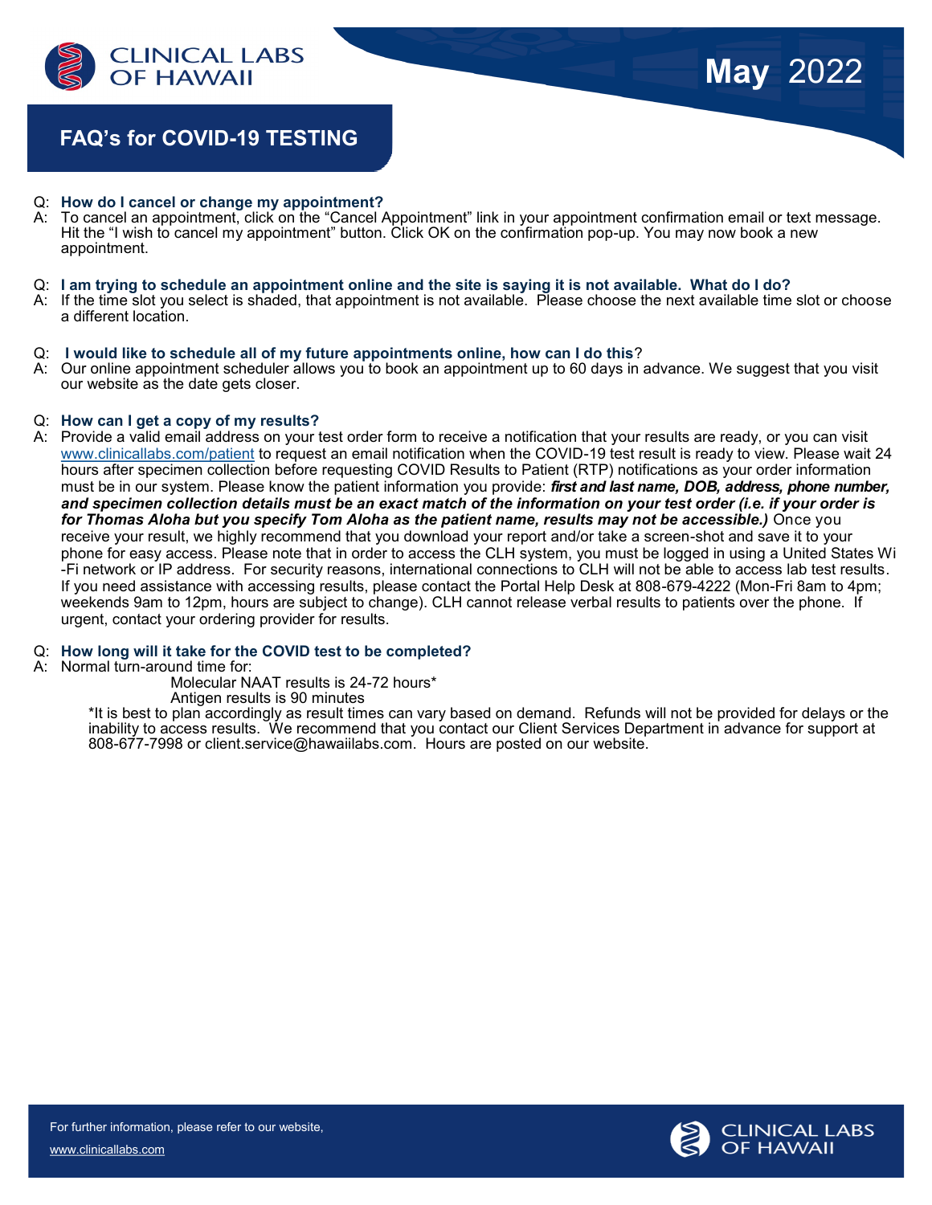## FAQ's for COVID-19 TESTING

May 2022

Q: **How do I cancel or change my appointment?**
A: To cancel an appointment, click on the "Cancel Appointment" link in your appointment confirmation email or text message. Hit the "I wish to cancel my appointment" button. Click OK on the confirmation pop-up. You may now book a new appointment.

Q: **I am trying to schedule an appointment online and the site is saying it is not available. What do I do?**
A: If the time slot you select is shaded, that appointment is not available. Please choose the next available time slot or choose a different location.

Q: **I would like to schedule all of my future appointments online, how can I do this**?
A: Our online appointment scheduler allows you to book an appointment up to 60 days in advance. We suggest that you visit our website as the date gets closer.

Q: **How can I get a copy of my results?**
A: Provide a valid email address on your test order form to receive a notification that your results are ready, or you can visit www.clinicallabs.com/patient to request an email notification when the COVID-19 test result is ready to view. Please wait 24 hours after specimen collection before requesting COVID Results to Patient (RTP) notifications as your order information must be in our system. Please know the patient information you provide: ***first and last name, DOB, address, phone number, and specimen collection details must be an exact match of the information on your test order (i.e. if your order is for Thomas Aloha but you specify Tom Aloha as the patient name, results may not be accessible.)*** Once you receive your result, we highly recommend that you download your report and/or take a screen-shot and save it to your phone for easy access. Please note that in order to access the CLH system, you must be logged in using a United States Wi-Fi network or IP address. For security reasons, international connections to CLH will not be able to access lab test results. If you need assistance with accessing results, please contact the Portal Help Desk at 808-679-4222 (Mon-Fri 8am to 4pm; weekends 9am to 12pm, hours are subject to change). CLH cannot release verbal results to patients over the phone. If urgent, contact your ordering provider for results.

Q: **How long will it take for the COVID test to be completed?**
A: Normal turn-around time for:

Molecular NAAT results is 24-72 hours*

Antigen results is 90 minutes

*It is best to plan accordingly as result times can vary based on demand. Refunds will not be provided for delays or the inability to access results. We recommend that you contact our Client Services Department in advance for support at 808-677-7998 or client.service@hawaiilabs.com. Hours are posted on our website.

For further information, please refer to our website, www.clinicallabs.com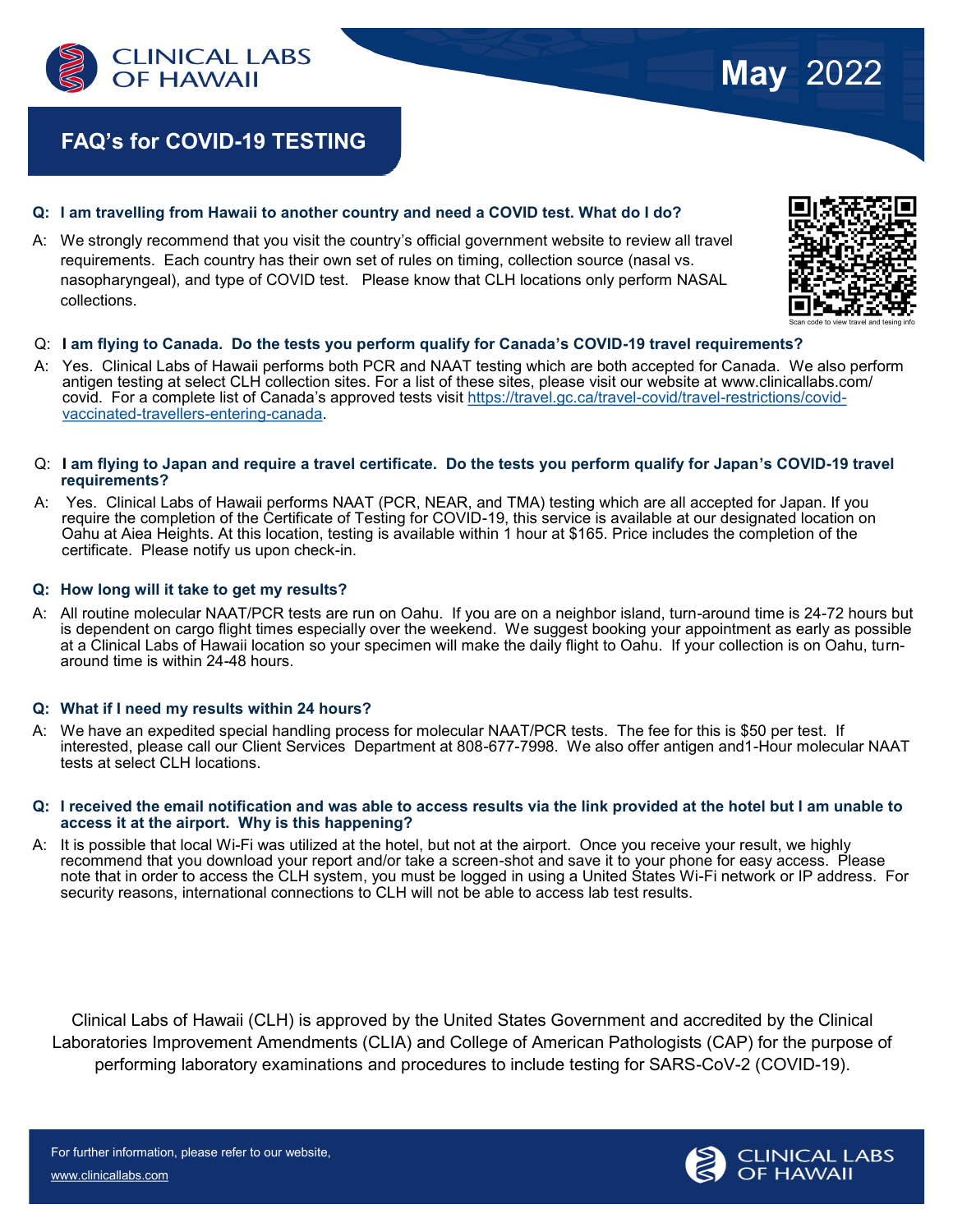CLINICAL LABS OF HAWAII

**May 2022**

## FAQ's for COVID-19 TESTING

**Q: I am travelling from Hawaii to another country and need a COVID test. What do I do?**

A: We strongly recommend that you visit the country's official government website to review all travel requirements. Each country has their own set of rules on timing, collection source (nasal vs. nasopharyngeal), and type of COVID test. Please know that CLH locations only perform NASAL collections.

Scan code to view travel and tesing info

**Q: I am flying to Canada. Do the tests you perform qualify for Canada's COVID-19 travel requirements?**

A: Yes. Clinical Labs of Hawaii performs both PCR and NAAT testing which are both accepted for Canada. We also perform antigen testing at select CLH collection sites. For a list of these sites, please visit our website at www.clinicallabs.com/covid. For a complete list of Canada's approved tests visit https://travel.gc.ca/travel-covid/travel-restrictions/covid-vaccinated-travellers-entering-canada.

**Q: I am flying to Japan and require a travel certificate. Do the tests you perform qualify for Japan's COVID-19 travel requirements?**

A: Yes. Clinical Labs of Hawaii performs NAAT (PCR, NEAR, and TMA) testing which are all accepted for Japan. If you require the completion of the Certificate of Testing for COVID-19, this service is available at our designated location on Oahu at Aiea Heights. At this location, testing is available within 1 hour at $165. Price includes the completion of the certificate. Please notify us upon check-in.

**Q: How long will it take to get my results?**

A: All routine molecular NAAT/PCR tests are run on Oahu. If you are on a neighbor island, turn-around time is 24-72 hours but is dependent on cargo flight times especially over the weekend. We suggest booking your appointment as early as possible at a Clinical Labs of Hawaii location so your specimen will make the daily flight to Oahu. If your collection is on Oahu, turn-around time is within 24-48 hours.

**Q: What if I need my results within 24 hours?**

A: We have an expedited special handling process for molecular NAAT/PCR tests. The fee for this is $50 per test. If interested, please call our Client Services Department at 808-677-7998. We also offer antigen and1-Hour molecular NAAT tests at select CLH locations.

**Q: I received the email notification and was able to access results via the link provided at the hotel but I am unable to access it at the airport. Why is this happening?**

A: It is possible that local Wi-Fi was utilized at the hotel, but not at the airport. Once you receive your result, we highly recommend that you download your report and/or take a screen-shot and save it to your phone for easy access. Please note that in order to access the CLH system, you must be logged in using a United States Wi-Fi network or IP address. For security reasons, international connections to CLH will not be able to access lab test results.

Clinical Labs of Hawaii (CLH) is approved by the United States Government and accredited by the Clinical Laboratories Improvement Amendments (CLIA) and College of American Pathologists (CAP) for the purpose of performing laboratory examinations and procedures to include testing for SARS-CoV-2 (COVID-19).

For further information, please refer to our website, www.clinicallabs.com

CLINICAL LABS OF HAWAII